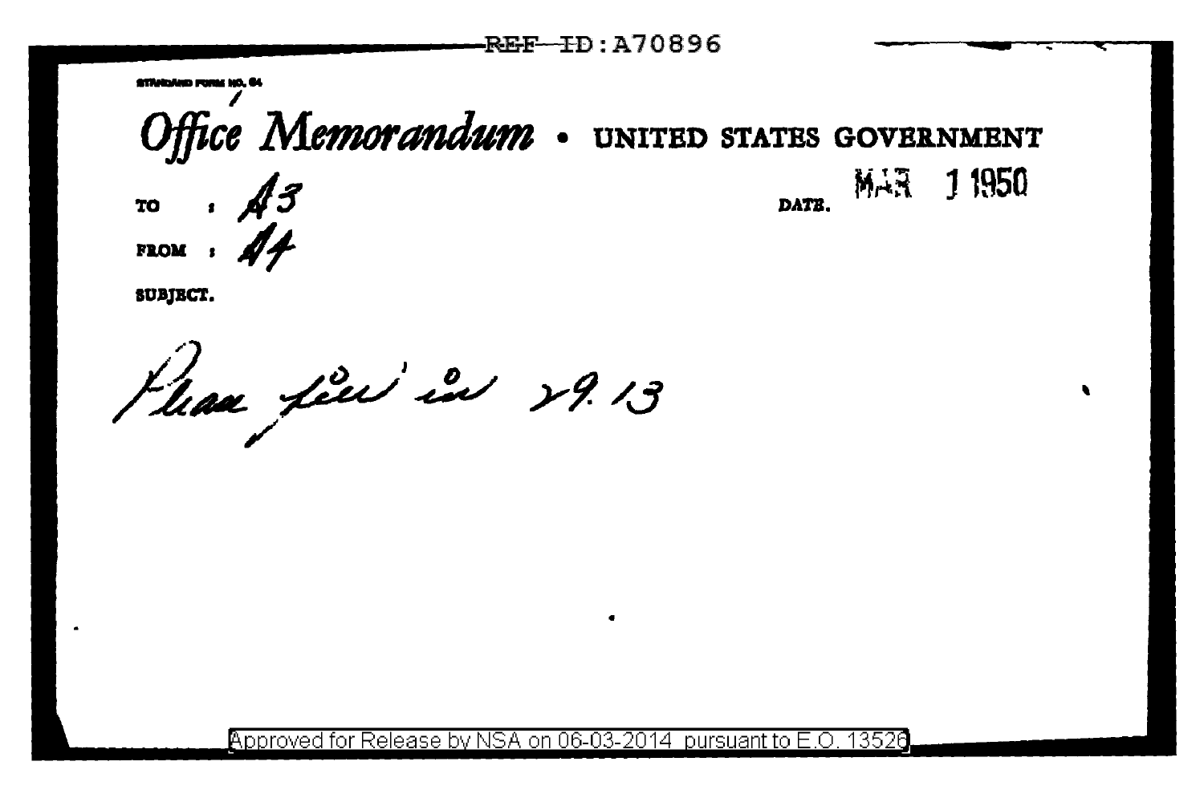REF ID:A70896

STANDARD FORM NO. 64

# Office Memorandum • UNITED STATES GOVERNMENT

TO : A3

FROM : A4

DATE: MAR 1 1950

SUBJECT:

Please file in 29.13

Approved for Release by NSA on 06-03-2014 pursuant to E.O. 13526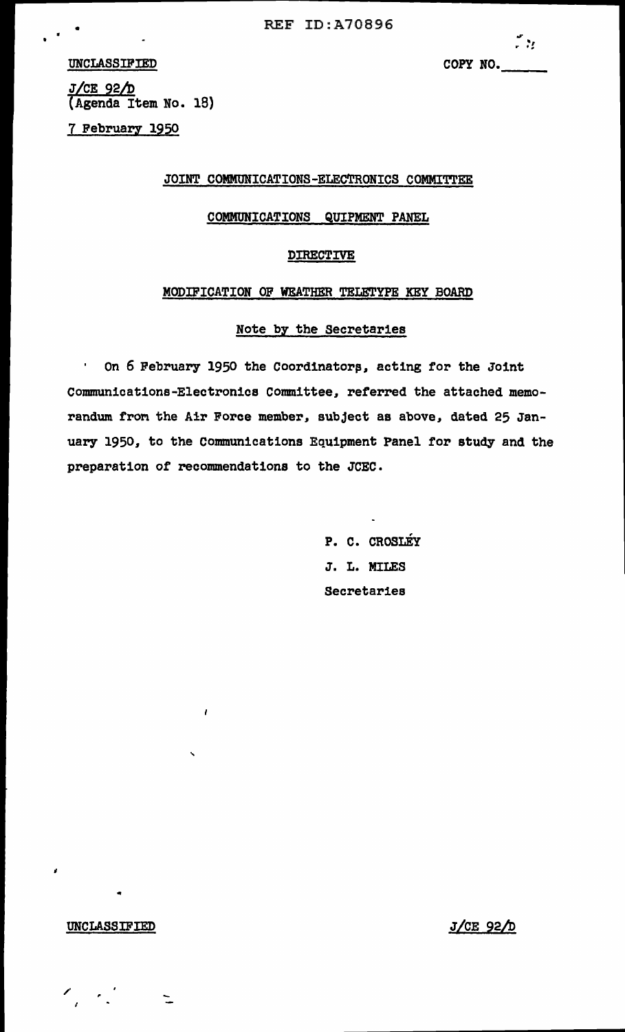UNCLASSIFIED

COPY NO.\_\_\_\_\_\_

J/CE 92/D
(Agenda Item No. 18)

7 February 1950

# JOINT COMMUNICATIONS-ELECTRONICS COMMITTEE

## COMMUNICATIONS QUIPMENT PANEL

### DIRECTIVE

### MODIFICATION OF WEATHER TELETYPE KEY BOARD

#### Note by the Secretaries

On 6 February 1950 the Coordinators, acting for the Joint Communications-Electronics Committee, referred the attached memorandum from the Air Force member, subject as above, dated 25 January 1950, to the Communications Equipment Panel for study and the preparation of recommendations to the JCEC.

P. C. CROSLEY
J. L. MILES
Secretaries

UNCLASSIFIED

J/CE 92/D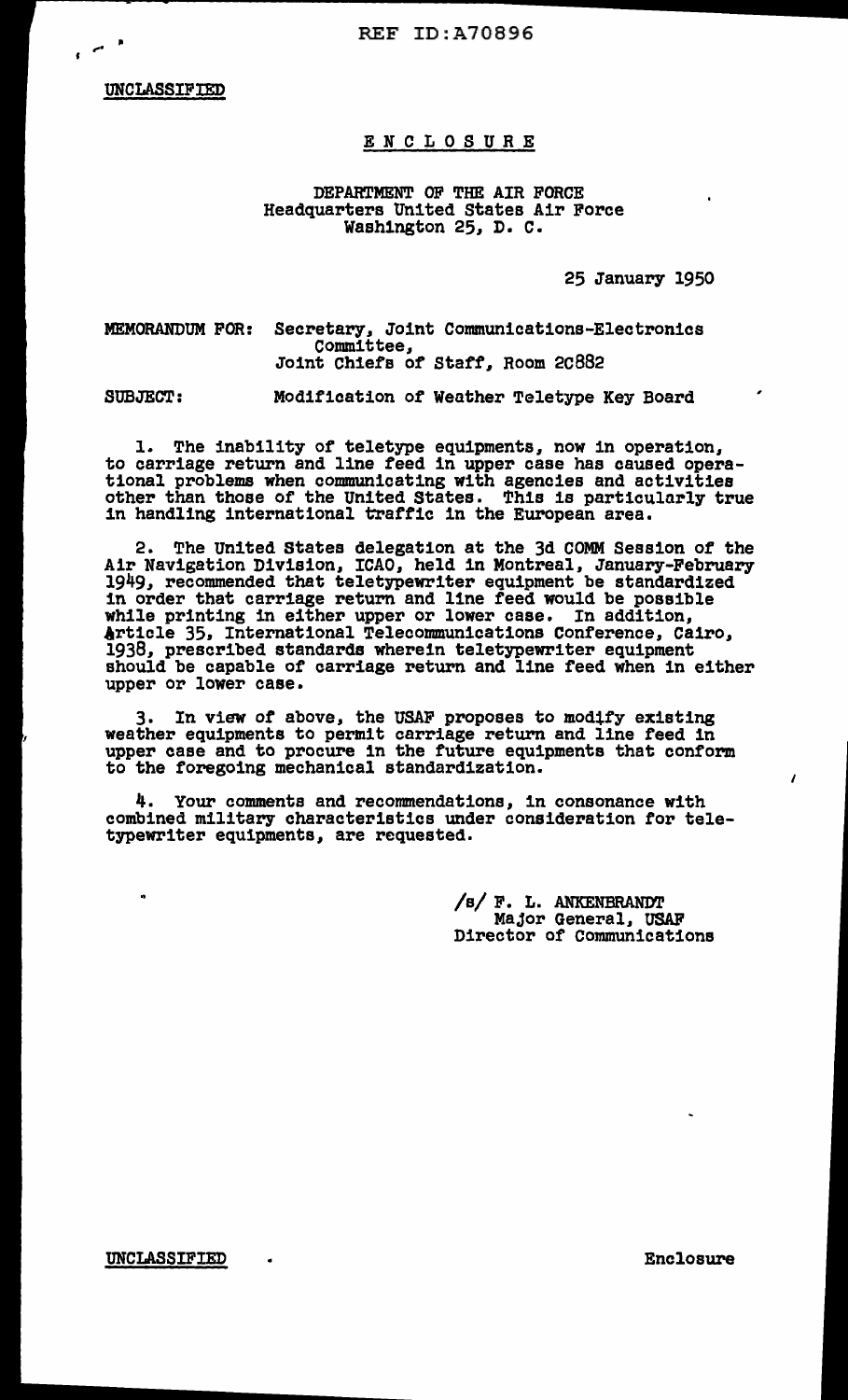REF ID:A70896

UNCLASSIFIED

# ENCLOSURE

DEPARTMENT OF THE AIR FORCE
Headquarters United States Air Force
Washington 25, D. C.

25 January 1950

MEMORANDUM FOR: Secretary, Joint Communications-Electronics Committee, Joint Chiefs of Staff, Room 2C882

SUBJECT: Modification of Weather Teletype Key Board

1. The inability of teletype equipments, now in operation, to carriage return and line feed in upper case has caused operational problems when communicating with agencies and activities other than those of the United States. This is particularly true in handling international traffic in the European area.

2. The United States delegation at the 3d COMM Session of the Air Navigation Division, ICAO, held in Montreal, January-February 1949, recommended that teletypewriter equipment be standardized in order that carriage return and line feed would be possible while printing in either upper or lower case. In addition, Article 35, International Telecommunications Conference, Cairo, 1938, prescribed standards wherein teletypewriter equipment should be capable of carriage return and line feed when in either upper or lower case.

3. In view of above, the USAF proposes to modify existing weather equipments to permit carriage return and line feed in upper case and to procure in the future equipments that conform to the foregoing mechanical standardization.

4. Your comments and recommendations, in consonance with combined military characteristics under consideration for teletypewriter equipments, are requested.

/s/ F. L. ANKENBRANDT
Major General, USAF
Director of Communications

UNCLASSIFIED

Enclosure